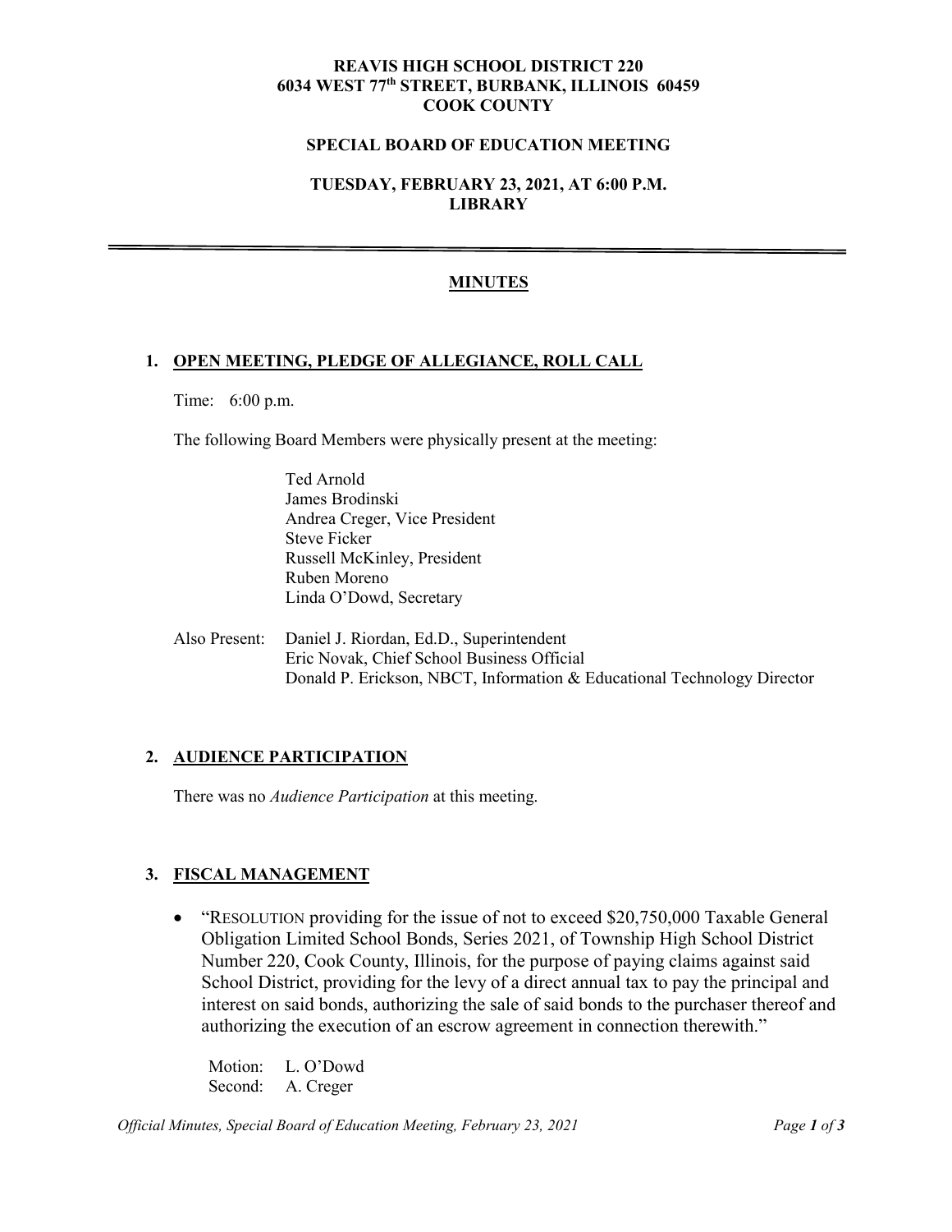**REAVIS HIGH SCHOOL DISTRICT 220**
**6034 WEST 77th STREET, BURBANK, ILLINOIS 60459**
**COOK COUNTY**

**SPECIAL BOARD OF EDUCATION MEETING**

**TUESDAY, FEBRUARY 23, 2021, AT 6:00 P.M.**
**LIBRARY**

---

## MINUTES

### 1. OPEN MEETING, PLEDGE OF ALLEGIANCE, ROLL CALL

Time: 6:00 p.m.

The following Board Members were physically present at the meeting:

Ted Arnold
James Brodinski
Andrea Creger, Vice President
Steve Ficker
Russell McKinley, President
Ruben Moreno
Linda O'Dowd, Secretary

Also Present: Daniel J. Riordan, Ed.D., Superintendent
Eric Novak, Chief School Business Official
Donald P. Erickson, NBCT, Information & Educational Technology Director

### 2. AUDIENCE PARTICIPATION

There was no *Audience Participation* at this meeting.

### 3. FISCAL MANAGEMENT

- "RESOLUTION providing for the issue of not to exceed $20,750,000 Taxable General Obligation Limited School Bonds, Series 2021, of Township High School District Number 220, Cook County, Illinois, for the purpose of paying claims against said School District, providing for the levy of a direct annual tax to pay the principal and interest on said bonds, authorizing the sale of said bonds to the purchaser thereof and authorizing the execution of an escrow agreement in connection therewith."

  Motion: L. O'Dowd
  Second: A. Creger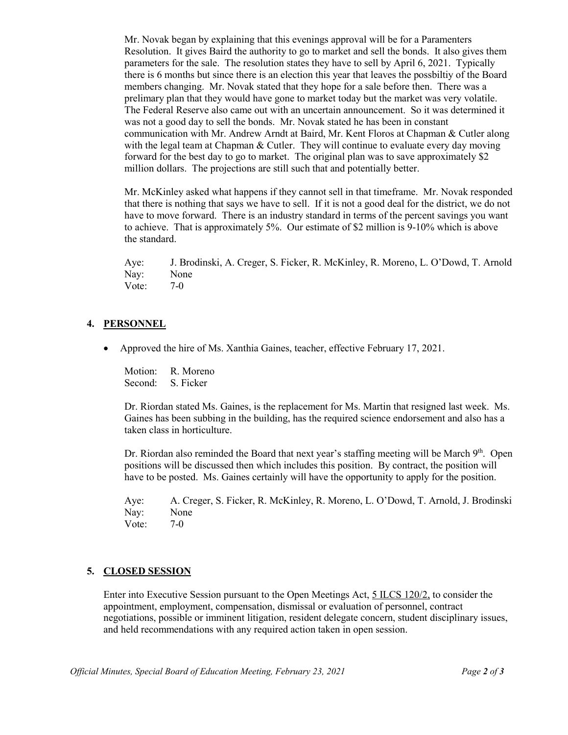Mr. Novak began by explaining that this evenings approval will be for a Paramenters Resolution. It gives Baird the authority to go to market and sell the bonds. It also gives them parameters for the sale. The resolution states they have to sell by April 6, 2021. Typically there is 6 months but since there is an election this year that leaves the possbiltiy of the Board members changing. Mr. Novak stated that they hope for a sale before then. There was a prelimary plan that they would have gone to market today but the market was very volatile. The Federal Reserve also came out with an uncertain announcement. So it was determined it was not a good day to sell the bonds. Mr. Novak stated he has been in constant communication with Mr. Andrew Arndt at Baird, Mr. Kent Floros at Chapman & Cutler along with the legal team at Chapman & Cutler. They will continue to evaluate every day moving forward for the best day to go to market. The original plan was to save approximately $2 million dollars. The projections are still such that and potentially better.

Mr. McKinley asked what happens if they cannot sell in that timeframe. Mr. Novak responded that there is nothing that says we have to sell. If it is not a good deal for the district, we do not have to move forward. There is an industry standard in terms of the percent savings you want to achieve. That is approximately 5%. Our estimate of $2 million is 9-10% which is above the standard.

Aye: J. Brodinski, A. Creger, S. Ficker, R. McKinley, R. Moreno, L. O'Dowd, T. Arnold
Nay: None
Vote: 7-0

## 4. PERSONNEL

- Approved the hire of Ms. Xanthia Gaines, teacher, effective February 17, 2021.

Motion: R. Moreno
Second: S. Ficker

Dr. Riordan stated Ms. Gaines, is the replacement for Ms. Martin that resigned last week. Ms. Gaines has been subbing in the building, has the required science endorsement and also has a taken class in horticulture.

Dr. Riordan also reminded the Board that next year's staffing meeting will be March 9th. Open positions will be discussed then which includes this position. By contract, the position will have to be posted. Ms. Gaines certainly will have the opportunity to apply for the position.

Aye: A. Creger, S. Ficker, R. McKinley, R. Moreno, L. O'Dowd, T. Arnold, J. Brodinski
Nay: None
Vote: 7-0

## 5. CLOSED SESSION

Enter into Executive Session pursuant to the Open Meetings Act, 5 ILCS 120/2, to consider the appointment, employment, compensation, dismissal or evaluation of personnel, contract negotiations, possible or imminent litigation, resident delegate concern, student disciplinary issues, and held recommendations with any required action taken in open session.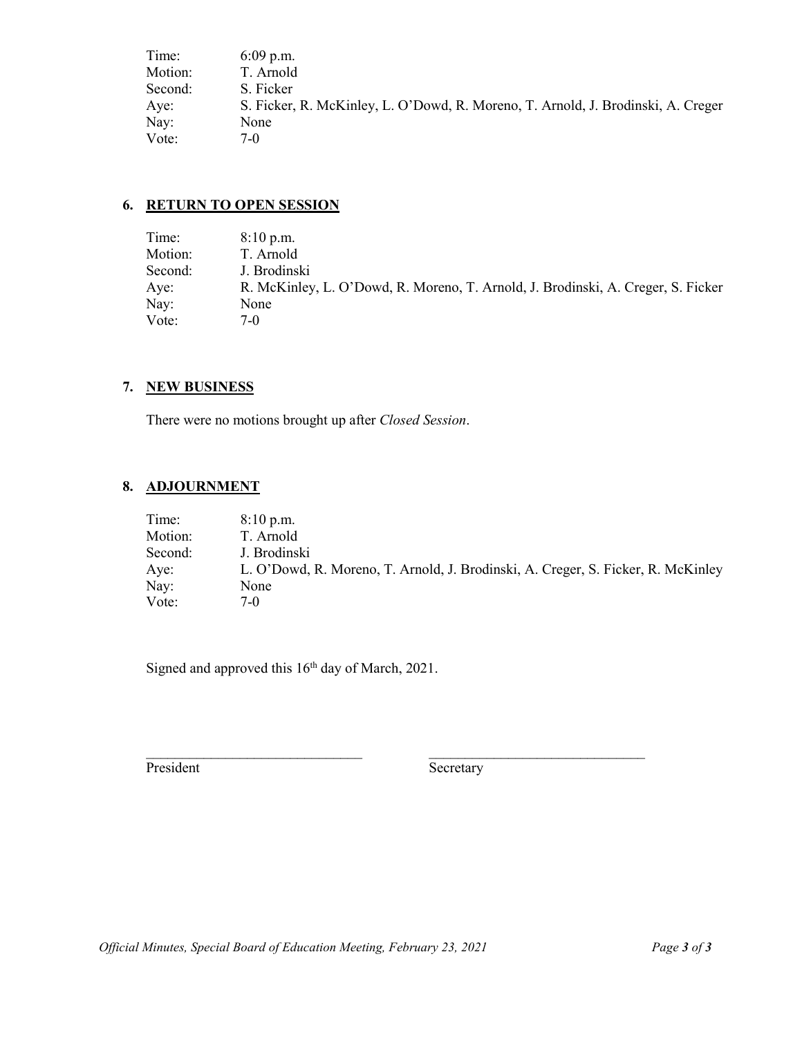| | |
|---|---|
| Time: | 6:09 p.m. |
| Motion: | T. Arnold |
| Second: | S. Ficker |
| Aye: | S. Ficker, R. McKinley, L. O'Dowd, R. Moreno, T. Arnold, J. Brodinski, A. Creger |
| Nay: | None |
| Vote: | 7-0 |

## 6. RETURN TO OPEN SESSION

| | |
|---|---|
| Time: | 8:10 p.m. |
| Motion: | T. Arnold |
| Second: | J. Brodinski |
| Aye: | R. McKinley, L. O'Dowd, R. Moreno, T. Arnold, J. Brodinski, A. Creger, S. Ficker |
| Nay: | None |
| Vote: | 7-0 |

## 7. NEW BUSINESS

There were no motions brought up after *Closed Session*.

## 8. ADJOURNMENT

| | |
|---|---|
| Time: | 8:10 p.m. |
| Motion: | T. Arnold |
| Second: | J. Brodinski |
| Aye: | L. O'Dowd, R. Moreno, T. Arnold, J. Brodinski, A. Creger, S. Ficker, R. McKinley |
| Nay: | None |
| Vote: | 7-0 |

Signed and approved this 16th day of March, 2021.

\_\_\_\_\_\_\_\_\_\_\_\_\_\_\_\_\_\_\_\_\_\_\_\_\_\_\_\_\_\_ \_\_\_\_\_\_\_\_\_\_\_\_\_\_\_\_\_\_\_\_\_\_\_\_\_\_\_\_\_\_

President Secretary